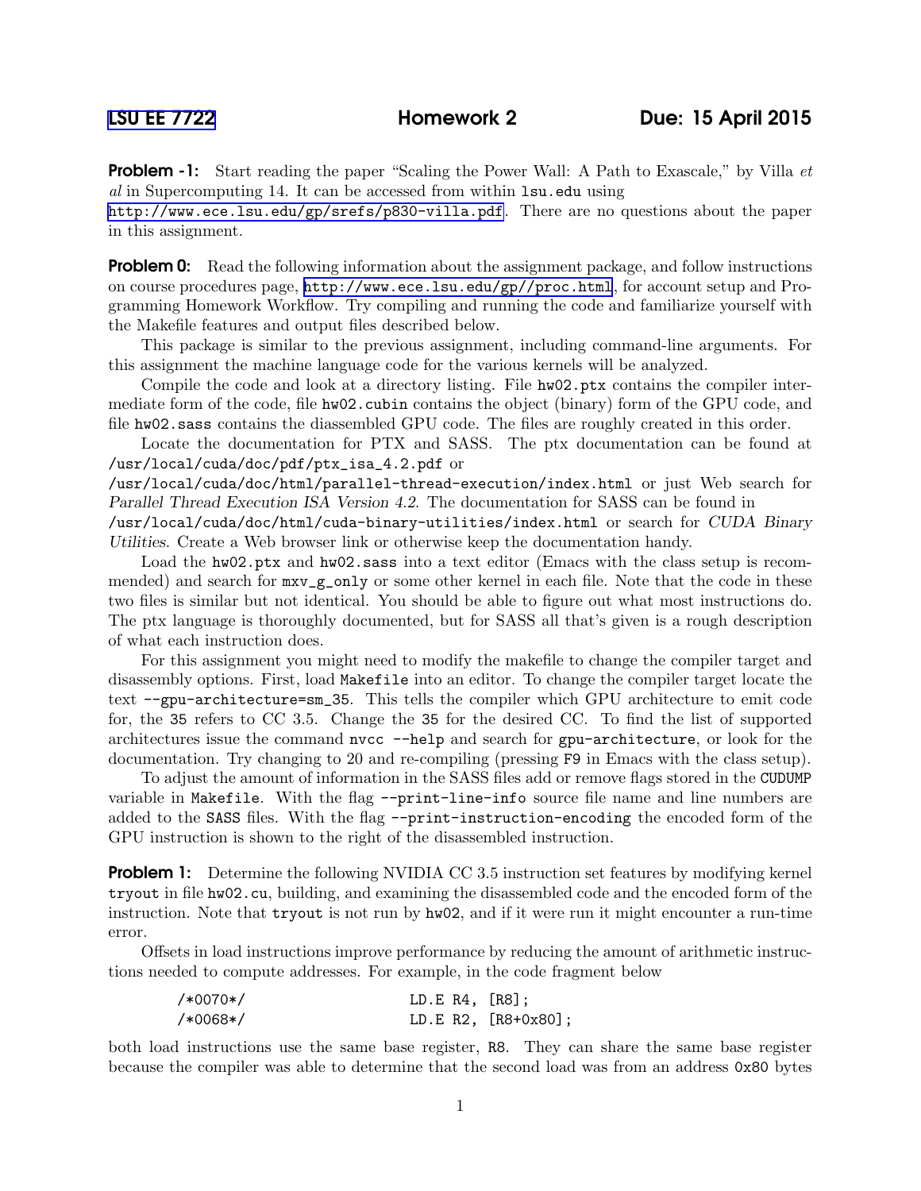[LSU EE 7722](#) **Homework 2** **Due: 15 April 2015**

**Problem -1:** Start reading the paper "Scaling the Power Wall: A Path to Exascale," by Villa *et al* in Supercomputing 14. It can be accessed from within `lsu.edu` using http://www.ece.lsu.edu/gp/srefs/p830-villa.pdf. There are no questions about the paper in this assignment.

**Problem 0:** Read the following information about the assignment package, and follow instructions on course procedures page, http://www.ece.lsu.edu/gp//proc.html, for account setup and Programming Homework Workflow. Try compiling and running the code and familiarize yourself with the Makefile features and output files described below.

This package is similar to the previous assignment, including command-line arguments. For this assignment the machine language code for the various kernels will be analyzed.

Compile the code and look at a directory listing. File `hw02.ptx` contains the compiler intermediate form of the code, file `hw02.cubin` contains the object (binary) form of the GPU code, and file `hw02.sass` contains the diassembled GPU code. The files are roughly created in this order.

Locate the documentation for PTX and SASS. The ptx documentation can be found at `/usr/local/cuda/doc/pdf/ptx_isa_4.2.pdf` or `/usr/local/cuda/doc/html/parallel-thread-execution/index.html` or just Web search for *Parallel Thread Execution ISA Version 4.2*. The documentation for SASS can be found in `/usr/local/cuda/doc/html/cuda-binary-utilities/index.html` or search for *CUDA Binary Utilities*. Create a Web browser link or otherwise keep the documentation handy.

Load the `hw02.ptx` and `hw02.sass` into a text editor (Emacs with the class setup is recommended) and search for `mxv_g_only` or some other kernel in each file. Note that the code in these two files is similar but not identical. You should be able to figure out what most instructions do. The ptx language is thoroughly documented, but for SASS all that's given is a rough description of what each instruction does.

For this assignment you might need to modify the makefile to change the compiler target and disassembly options. First, load `Makefile` into an editor. To change the compiler target locate the text `--gpu-architecture=sm_35`. This tells the compiler which GPU architecture to emit code for, the `35` refers to CC 3.5. Change the `35` for the desired CC. To find the list of supported architectures issue the command `nvcc --help` and search for `gpu-architecture`, or look for the documentation. Try changing to 20 and re-compiling (pressing `F9` in Emacs with the class setup).

To adjust the amount of information in the SASS files add or remove flags stored in the `CUDUMP` variable in `Makefile`. With the flag `--print-line-info` source file name and line numbers are added to the `SASS` files. With the flag `--print-instruction-encoding` the encoded form of the GPU instruction is shown to the right of the disassembled instruction.

**Problem 1:** Determine the following NVIDIA CC 3.5 instruction set features by modifying kernel `tryout` in file `hw02.cu`, building, and examining the disassembled code and the encoded form of the instruction. Note that `tryout` is not run by `hw02`, and if it were run it might encounter a run-time error.

Offsets in load instructions improve performance by reducing the amount of arithmetic instructions needed to compute addresses. For example, in the code fragment below

```
/*0070*/                     LD.E R4, [R8];
/*0068*/                     LD.E R2, [R8+0x80];
```

both load instructions use the same base register, `R8`. They can share the same base register because the compiler was able to determine that the second load was from an address `0x80` bytes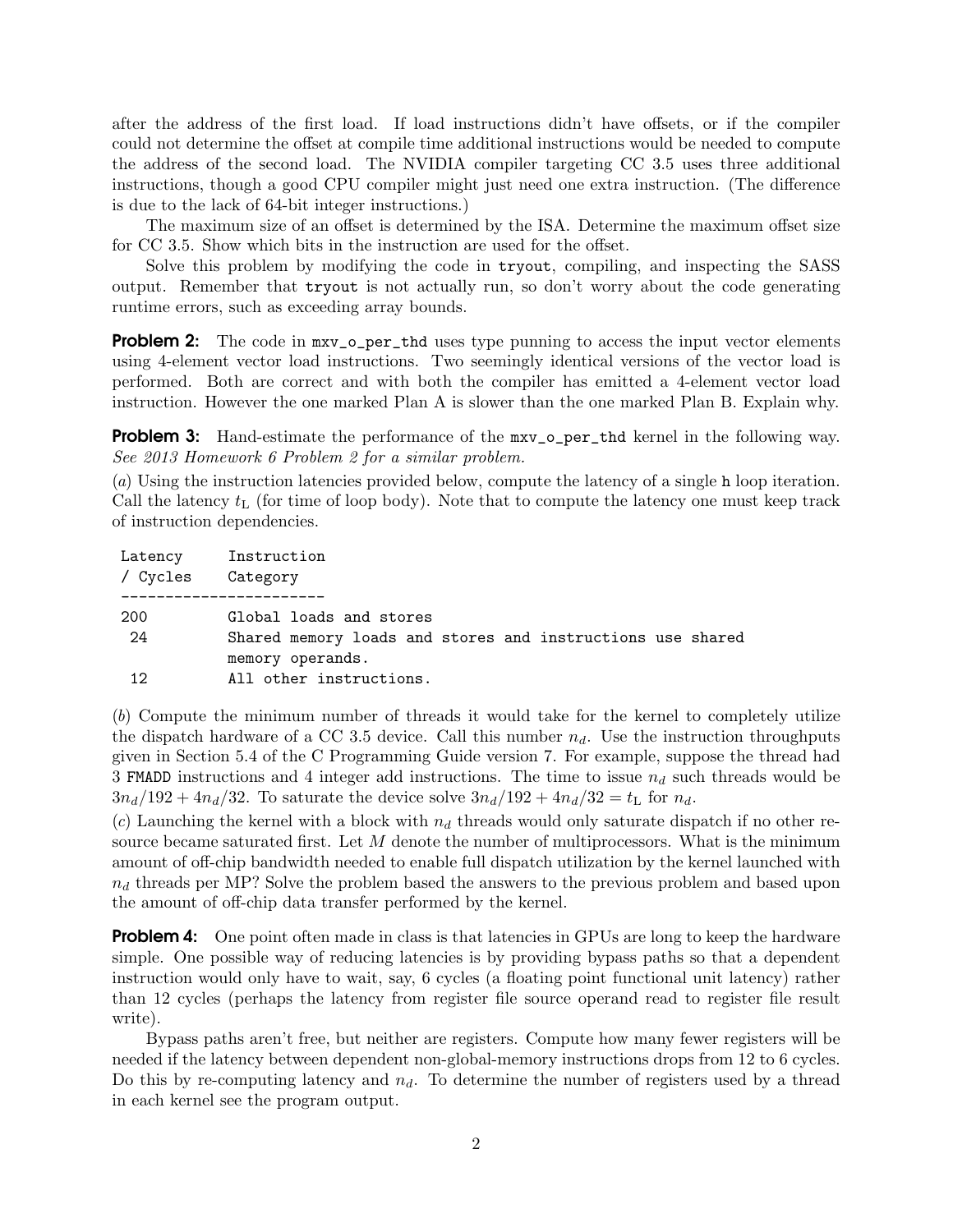after the address of the first load. If load instructions didn't have offsets, or if the compiler could not determine the offset at compile time additional instructions would be needed to compute the address of the second load. The NVIDIA compiler targeting CC 3.5 uses three additional instructions, though a good CPU compiler might just need one extra instruction. (The difference is due to the lack of 64-bit integer instructions.)

The maximum size of an offset is determined by the ISA. Determine the maximum offset size for CC 3.5. Show which bits in the instruction are used for the offset.

Solve this problem by modifying the code in `tryout`, compiling, and inspecting the SASS output. Remember that `tryout` is not actually run, so don't worry about the code generating runtime errors, such as exceeding array bounds.

**Problem 2:** The code in `mxv_o_per_thd` uses type punning to access the input vector elements using 4-element vector load instructions. Two seemingly identical versions of the vector load is performed. Both are correct and with both the compiler has emitted a 4-element vector load instruction. However the one marked Plan A is slower than the one marked Plan B. Explain why.

**Problem 3:** Hand-estimate the performance of the `mxv_o_per_thd` kernel in the following way. *See 2013 Homework 6 Problem 2 for a similar problem.*

(*a*) Using the instruction latencies provided below, compute the latency of a single `h` loop iteration. Call the latency $t_L$ (for time of loop body). Note that to compute the latency one must keep track of instruction dependencies.

```
Latency     Instruction
/ Cycles    Category
-----------------------
200         Global loads and stores
 24         Shared memory loads and stores and instructions use shared
            memory operands.
 12         All other instructions.
```

(*b*) Compute the minimum number of threads it would take for the kernel to completely utilize the dispatch hardware of a CC 3.5 device. Call this number $n_d$. Use the instruction throughputs given in Section 5.4 of the C Programming Guide version 7. For example, suppose the thread had 3 `FMADD` instructions and 4 integer add instructions. The time to issue $n_d$ such threads would be $3n_d/192 + 4n_d/32$. To saturate the device solve $3n_d/192 + 4n_d/32 = t_L$ for $n_d$.

(*c*) Launching the kernel with a block with $n_d$ threads would only saturate dispatch if no other resource became saturated first. Let $M$ denote the number of multiprocessors. What is the minimum amount of off-chip bandwidth needed to enable full dispatch utilization by the kernel launched with $n_d$ threads per MP? Solve the problem based the answers to the previous problem and based upon the amount of off-chip data transfer performed by the kernel.

**Problem 4:** One point often made in class is that latencies in GPUs are long to keep the hardware simple. One possible way of reducing latencies is by providing bypass paths so that a dependent instruction would only have to wait, say, 6 cycles (a floating point functional unit latency) rather than 12 cycles (perhaps the latency from register file source operand read to register file result write).

Bypass paths aren't free, but neither are registers. Compute how many fewer registers will be needed if the latency between dependent non-global-memory instructions drops from 12 to 6 cycles. Do this by re-computing latency and $n_d$. To determine the number of registers used by a thread in each kernel see the program output.